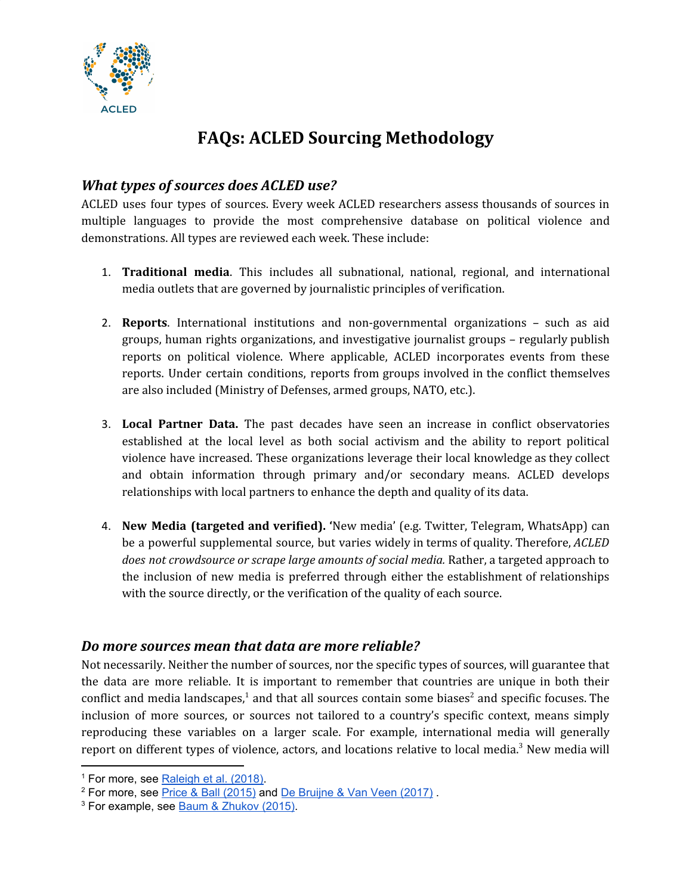ACLED

# FAQs: ACLED Sourcing Methodology

## *What types of sources does ACLED use?*

ACLED uses four types of sources. Every week ACLED researchers assess thousands of sources in multiple languages to provide the most comprehensive database on political violence and demonstrations. All types are reviewed each week. These include:

1. **Traditional media**. This includes all subnational, national, regional, and international media outlets that are governed by journalistic principles of verification.

2. **Reports**. International institutions and non-governmental organizations – such as aid groups, human rights organizations, and investigative journalist groups – regularly publish reports on political violence. Where applicable, ACLED incorporates events from these reports. Under certain conditions, reports from groups involved in the conflict themselves are also included (Ministry of Defenses, armed groups, NATO, etc.).

3. **Local Partner Data.** The past decades have seen an increase in conflict observatories established at the local level as both social activism and the ability to report political violence have increased. These organizations leverage their local knowledge as they collect and obtain information through primary and/or secondary means. ACLED develops relationships with local partners to enhance the depth and quality of its data.

4. **New Media (targeted and verified).** 'New media' (e.g. Twitter, Telegram, WhatsApp) can be a powerful supplemental source, but varies widely in terms of quality. Therefore, *ACLED does not crowdsource or scrape large amounts of social media.* Rather, a targeted approach to the inclusion of new media is preferred through either the establishment of relationships with the source directly, or the verification of the quality of each source.

## *Do more sources mean that data are more reliable?*

Not necessarily. Neither the number of sources, nor the specific types of sources, will guarantee that the data are more reliable. It is important to remember that countries are unique in both their conflict and media landscapes,[1] and that all sources contain some biases[2] and specific focuses. The inclusion of more sources, or sources not tailored to a country's specific context, means simply reproducing these variables on a larger scale. For example, international media will generally report on different types of violence, actors, and locations relative to local media.[3] New media will

---

[1] For more, see Raleigh et al. (2018).

[2] For more, see Price & Ball (2015) and De Bruijne & Van Veen (2017) .

[3] For example, see Baum & Zhukov (2015).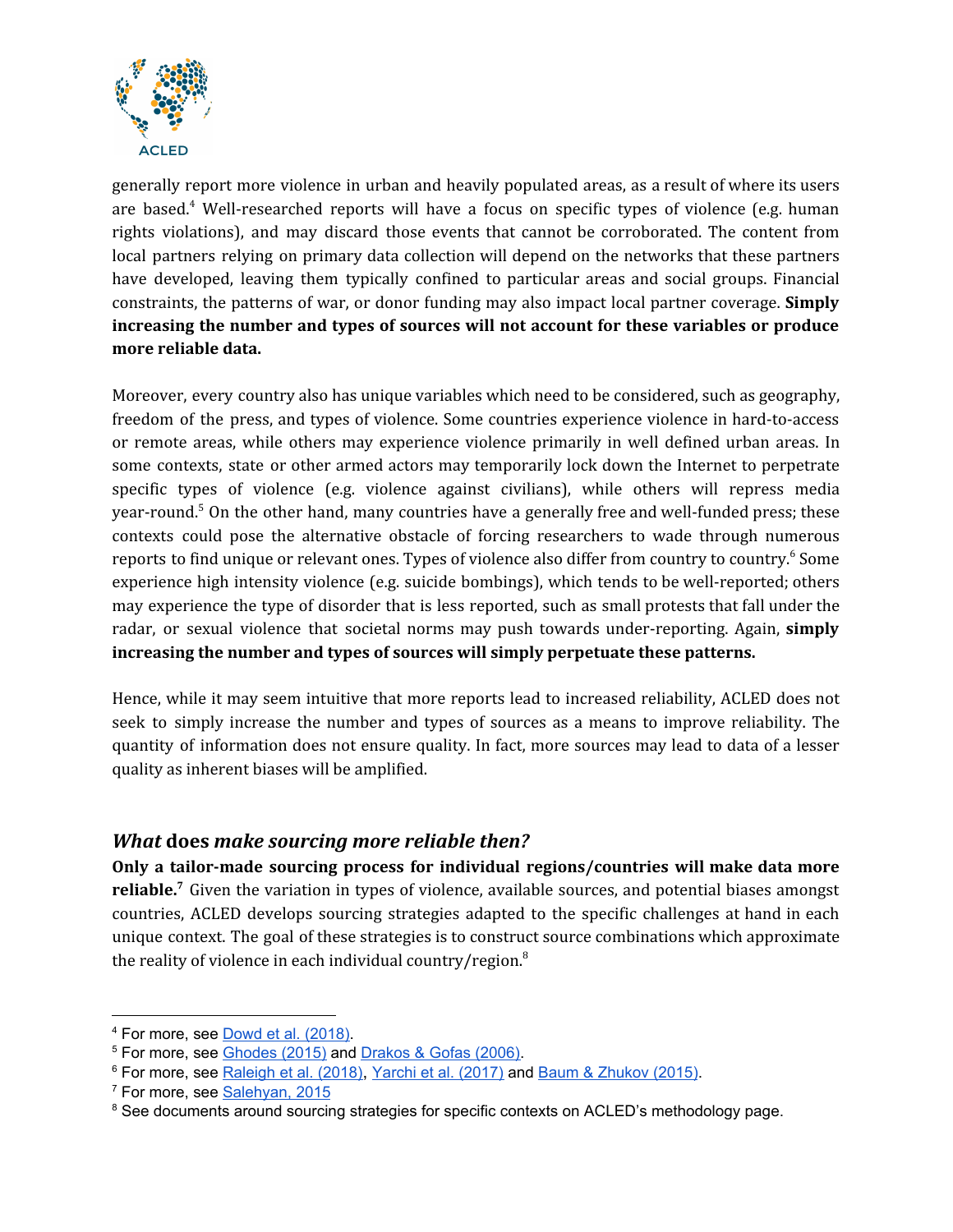generally report more violence in urban and heavily populated areas, as a result of where its users are based.[4] Well-researched reports will have a focus on specific types of violence (e.g. human rights violations), and may discard those events that cannot be corroborated. The content from local partners relying on primary data collection will depend on the networks that these partners have developed, leaving them typically confined to particular areas and social groups. Financial constraints, the patterns of war, or donor funding may also impact local partner coverage. **Simply increasing the number and types of sources will not account for these variables or produce more reliable data.**

Moreover, every country also has unique variables which need to be considered, such as geography, freedom of the press, and types of violence. Some countries experience violence in hard-to-access or remote areas, while others may experience violence primarily in well defined urban areas. In some contexts, state or other armed actors may temporarily lock down the Internet to perpetrate specific types of violence (e.g. violence against civilians), while others will repress media year-round.[5] On the other hand, many countries have a generally free and well-funded press; these contexts could pose the alternative obstacle of forcing researchers to wade through numerous reports to find unique or relevant ones. Types of violence also differ from country to country.[6] Some experience high intensity violence (e.g. suicide bombings), which tends to be well-reported; others may experience the type of disorder that is less reported, such as small protests that fall under the radar, or sexual violence that societal norms may push towards under-reporting. Again, **simply increasing the number and types of sources will simply perpetuate these patterns.**

Hence, while it may seem intuitive that more reports lead to increased reliability, ACLED does not seek to simply increase the number and types of sources as a means to improve reliability. The quantity of information does not ensure quality. In fact, more sources may lead to data of a lesser quality as inherent biases will be amplified.

## ***What* does *make sourcing more reliable then?***

**Only a tailor-made sourcing process for individual regions/countries will make data more reliable.[7]** Given the variation in types of violence, available sources, and potential biases amongst countries, ACLED develops sourcing strategies adapted to the specific challenges at hand in each unique context. The goal of these strategies is to construct source combinations which approximate the reality of violence in each individual country/region.[8]

---

[4] For more, see Dowd et al. (2018).

[5] For more, see Ghodes (2015) and Drakos & Gofas (2006).

[6] For more, see Raleigh et al. (2018), Yarchi et al. (2017) and Baum & Zhukov (2015).

[7] For more, see Salehyan, 2015

[8] See documents around sourcing strategies for specific contexts on ACLED's methodology page.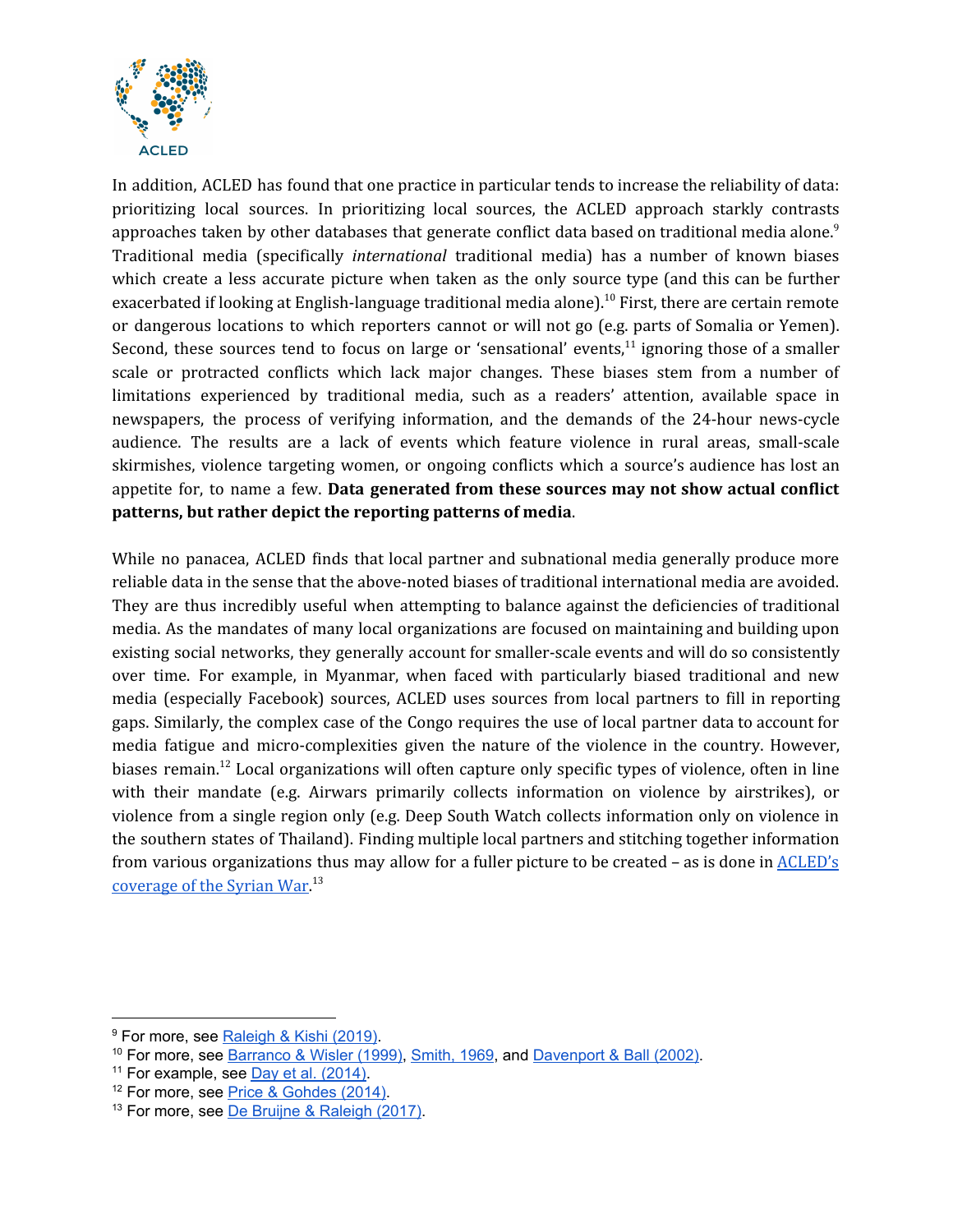In addition, ACLED has found that one practice in particular tends to increase the reliability of data: prioritizing local sources. In prioritizing local sources, the ACLED approach starkly contrasts approaches taken by other databases that generate conflict data based on traditional media alone.[9] Traditional media (specifically *international* traditional media) has a number of known biases which create a less accurate picture when taken as the only source type (and this can be further exacerbated if looking at English-language traditional media alone).[10] First, there are certain remote or dangerous locations to which reporters cannot or will not go (e.g. parts of Somalia or Yemen). Second, these sources tend to focus on large or 'sensational' events,[11] ignoring those of a smaller scale or protracted conflicts which lack major changes. These biases stem from a number of limitations experienced by traditional media, such as a readers' attention, available space in newspapers, the process of verifying information, and the demands of the 24-hour news-cycle audience. The results are a lack of events which feature violence in rural areas, small-scale skirmishes, violence targeting women, or ongoing conflicts which a source's audience has lost an appetite for, to name a few. **Data generated from these sources may not show actual conflict patterns, but rather depict the reporting patterns of media**.

While no panacea, ACLED finds that local partner and subnational media generally produce more reliable data in the sense that the above-noted biases of traditional international media are avoided. They are thus incredibly useful when attempting to balance against the deficiencies of traditional media. As the mandates of many local organizations are focused on maintaining and building upon existing social networks, they generally account for smaller-scale events and will do so consistently over time. For example, in Myanmar, when faced with particularly biased traditional and new media (especially Facebook) sources, ACLED uses sources from local partners to fill in reporting gaps. Similarly, the complex case of the Congo requires the use of local partner data to account for media fatigue and micro-complexities given the nature of the violence in the country. However, biases remain.[12] Local organizations will often capture only specific types of violence, often in line with their mandate (e.g. Airwars primarily collects information on violence by airstrikes), or violence from a single region only (e.g. Deep South Watch collects information only on violence in the southern states of Thailand). Finding multiple local partners and stitching together information from various organizations thus may allow for a fuller picture to be created – as is done in ACLED's coverage of the Syrian War.[13]

---

[9] For more, see Raleigh & Kishi (2019).

[10] For more, see Barranco & Wisler (1999), Smith, 1969, and Davenport & Ball (2002).

[11] For example, see Day et al. (2014).

[12] For more, see Price & Gohdes (2014).

[13] For more, see De Bruijne & Raleigh (2017).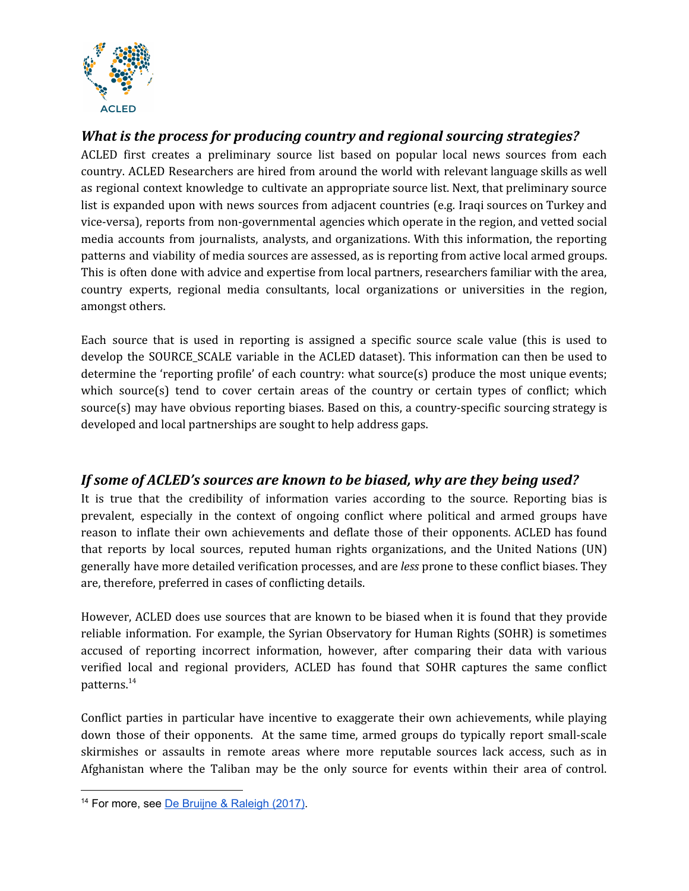## *What is the process for producing country and regional sourcing strategies?*

ACLED first creates a preliminary source list based on popular local news sources from each country. ACLED Researchers are hired from around the world with relevant language skills as well as regional context knowledge to cultivate an appropriate source list. Next, that preliminary source list is expanded upon with news sources from adjacent countries (e.g. Iraqi sources on Turkey and vice-versa), reports from non-governmental agencies which operate in the region, and vetted social media accounts from journalists, analysts, and organizations. With this information, the reporting patterns and viability of media sources are assessed, as is reporting from active local armed groups. This is often done with advice and expertise from local partners, researchers familiar with the area, country experts, regional media consultants, local organizations or universities in the region, amongst others.

Each source that is used in reporting is assigned a specific source scale value (this is used to develop the SOURCE_SCALE variable in the ACLED dataset). This information can then be used to determine the 'reporting profile' of each country: what source(s) produce the most unique events; which source(s) tend to cover certain areas of the country or certain types of conflict; which source(s) may have obvious reporting biases. Based on this, a country-specific sourcing strategy is developed and local partnerships are sought to help address gaps.

## *If some of ACLED's sources are known to be biased, why are they being used?*

It is true that the credibility of information varies according to the source. Reporting bias is prevalent, especially in the context of ongoing conflict where political and armed groups have reason to inflate their own achievements and deflate those of their opponents. ACLED has found that reports by local sources, reputed human rights organizations, and the United Nations (UN) generally have more detailed verification processes, and are *less* prone to these conflict biases. They are, therefore, preferred in cases of conflicting details.

However, ACLED does use sources that are known to be biased when it is found that they provide reliable information. For example, the Syrian Observatory for Human Rights (SOHR) is sometimes accused of reporting incorrect information, however, after comparing their data with various verified local and regional providers, ACLED has found that SOHR captures the same conflict patterns.[14]

Conflict parties in particular have incentive to exaggerate their own achievements, while playing down those of their opponents. At the same time, armed groups do typically report small-scale skirmishes or assaults in remote areas where more reputable sources lack access, such as in Afghanistan where the Taliban may be the only source for events within their area of control.

[14] For more, see De Bruijne & Raleigh (2017).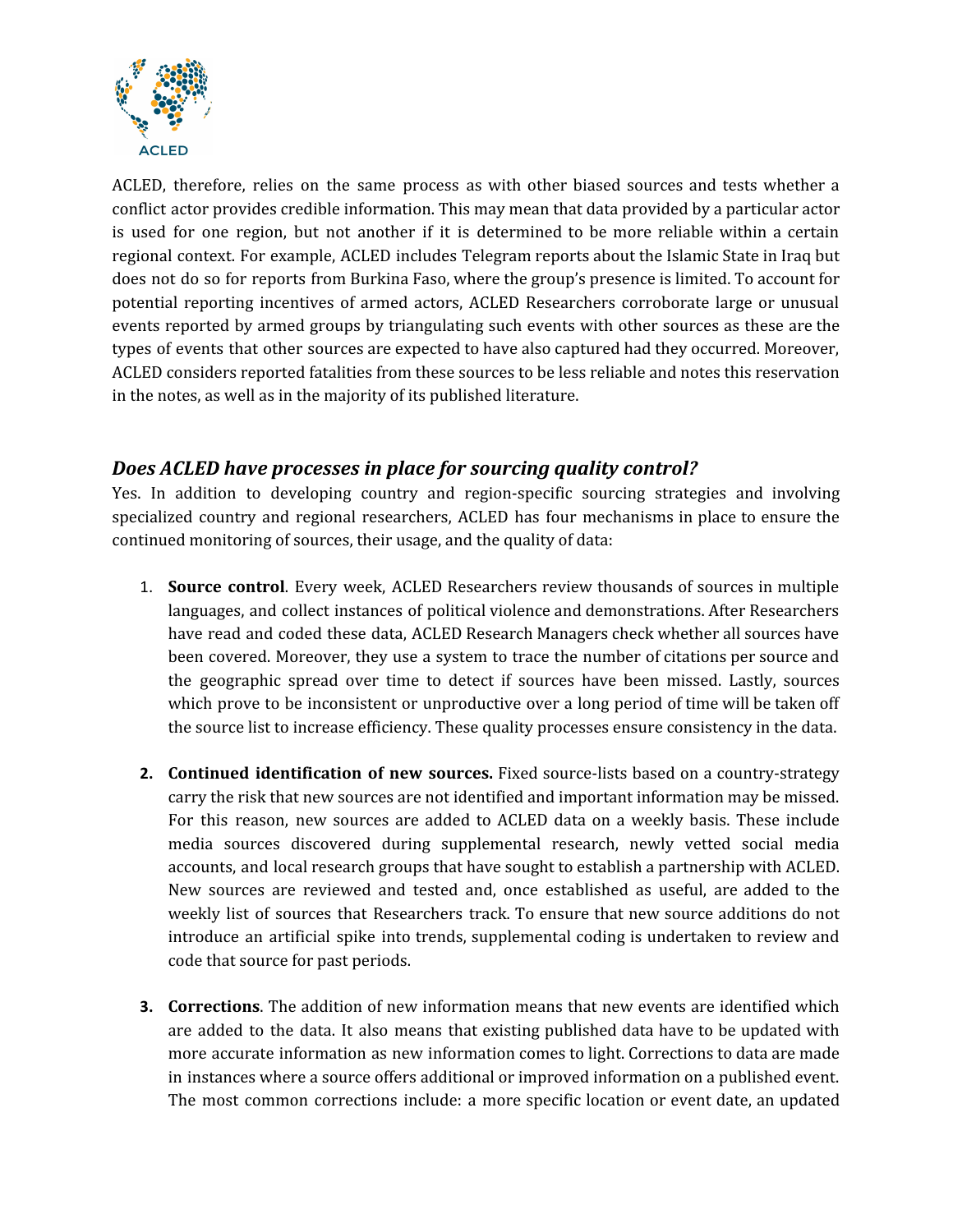ACLED, therefore, relies on the same process as with other biased sources and tests whether a conflict actor provides credible information. This may mean that data provided by a particular actor is used for one region, but not another if it is determined to be more reliable within a certain regional context. For example, ACLED includes Telegram reports about the Islamic State in Iraq but does not do so for reports from Burkina Faso, where the group's presence is limited. To account for potential reporting incentives of armed actors, ACLED Researchers corroborate large or unusual events reported by armed groups by triangulating such events with other sources as these are the types of events that other sources are expected to have also captured had they occurred. Moreover, ACLED considers reported fatalities from these sources to be less reliable and notes this reservation in the notes, as well as in the majority of its published literature.

### *Does ACLED have processes in place for sourcing quality control?*

Yes. In addition to developing country and region-specific sourcing strategies and involving specialized country and regional researchers, ACLED has four mechanisms in place to ensure the continued monitoring of sources, their usage, and the quality of data:

1. **Source control**. Every week, ACLED Researchers review thousands of sources in multiple languages, and collect instances of political violence and demonstrations. After Researchers have read and coded these data, ACLED Research Managers check whether all sources have been covered. Moreover, they use a system to trace the number of citations per source and the geographic spread over time to detect if sources have been missed. Lastly, sources which prove to be inconsistent or unproductive over a long period of time will be taken off the source list to increase efficiency. These quality processes ensure consistency in the data.

2. **Continued identification of new sources.** Fixed source-lists based on a country-strategy carry the risk that new sources are not identified and important information may be missed. For this reason, new sources are added to ACLED data on a weekly basis. These include media sources discovered during supplemental research, newly vetted social media accounts, and local research groups that have sought to establish a partnership with ACLED. New sources are reviewed and tested and, once established as useful, are added to the weekly list of sources that Researchers track. To ensure that new source additions do not introduce an artificial spike into trends, supplemental coding is undertaken to review and code that source for past periods.

3. **Corrections**. The addition of new information means that new events are identified which are added to the data. It also means that existing published data have to be updated with more accurate information as new information comes to light. Corrections to data are made in instances where a source offers additional or improved information on a published event. The most common corrections include: a more specific location or event date, an updated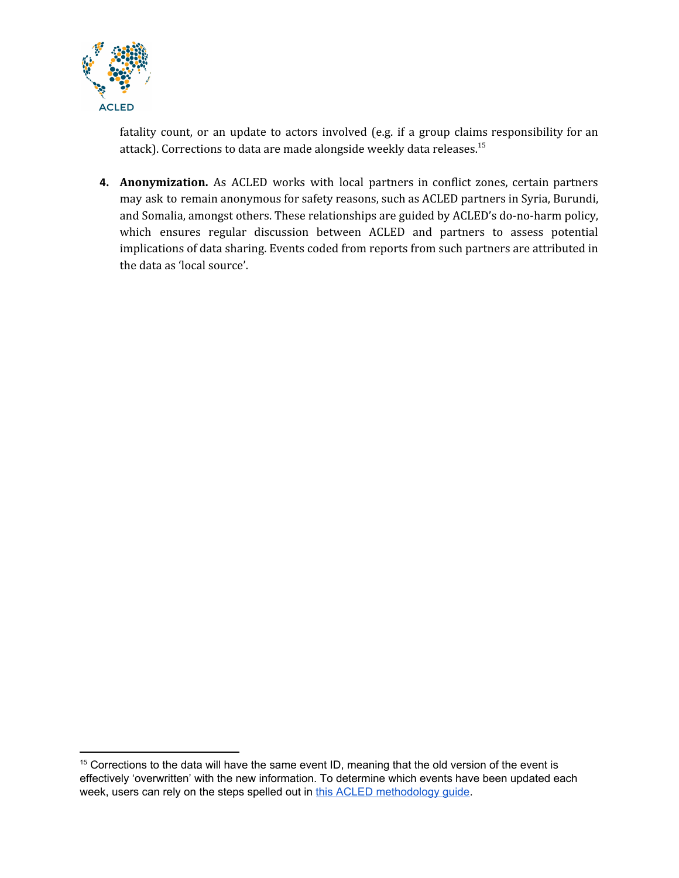fatality count, or an update to actors involved (e.g. if a group claims responsibility for an attack). Corrections to data are made alongside weekly data releases.[15]

4. **Anonymization.** As ACLED works with local partners in conflict zones, certain partners may ask to remain anonymous for safety reasons, such as ACLED partners in Syria, Burundi, and Somalia, amongst others. These relationships are guided by ACLED's do-no-harm policy, which ensures regular discussion between ACLED and partners to assess potential implications of data sharing. Events coded from reports from such partners are attributed in the data as 'local source'.

---

[15] Corrections to the data will have the same event ID, meaning that the old version of the event is effectively 'overwritten' with the new information. To determine which events have been updated each week, users can rely on the steps spelled out in this ACLED methodology guide.